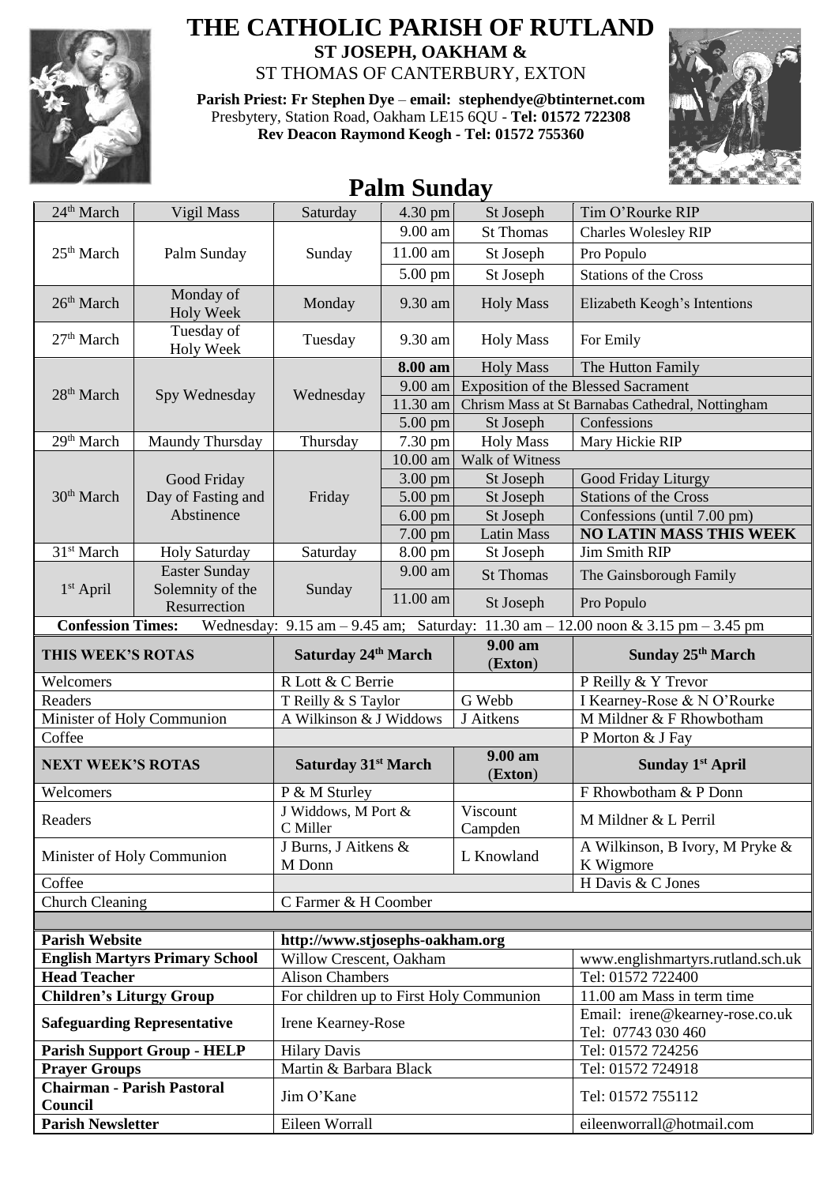# THE CATHOLIC PARISH OF RUTLAND

**ST JOSEPH, OAKHAM &**

ST THOMAS OF CANTERBURY, EXTON

**Parish Priest: Fr Stephen Dye** – **email: stephendye@btinternet.com**
Presbytery, Station Road, Oakham LE15 6QU - **Tel: 01572 722308**
**Rev Deacon Raymond Keogh - Tel: 01572 755360**

## Palm Sunday

| | | | | | |
|---|---|---|---|---|---|
| 24th March | Vigil Mass | Saturday | 4.30 pm | St Joseph | Tim O'Rourke RIP |
| 25th March | Palm Sunday | Sunday | 9.00 am | St Thomas | Charles Wolesley RIP |
| | | | 11.00 am | St Joseph | Pro Populo |
| | | | 5.00 pm | St Joseph | Stations of the Cross |
| 26th March | Monday of Holy Week | Monday | 9.30 am | Holy Mass | Elizabeth Keogh's Intentions |
| 27th March | Tuesday of Holy Week | Tuesday | 9.30 am | Holy Mass | For Emily |
| 28th March | Spy Wednesday | Wednesday | **8.00 am** | Holy Mass | The Hutton Family |
| | | | 9.00 am | Exposition of the Blessed Sacrament | |
| | | | 11.30 am | Chrism Mass at St Barnabas Cathedral, Nottingham | |
| | | | 5.00 pm | St Joseph | Confessions |
| 29th March | Maundy Thursday | Thursday | 7.30 pm | Holy Mass | Mary Hickie RIP |
| 30th March | Good Friday Day of Fasting and Abstinence | Friday | 10.00 am | Walk of Witness | |
| | | | 3.00 pm | St Joseph | Good Friday Liturgy |
| | | | 5.00 pm | St Joseph | Stations of the Cross |
| | | | 6.00 pm | St Joseph | Confessions (until 7.00 pm) |
| | | | 7.00 pm | Latin Mass | **NO LATIN MASS THIS WEEK** |
| 31st March | Holy Saturday | Saturday | 8.00 pm | St Joseph | Jim Smith RIP |
| 1st April | Easter Sunday Solemnity of the Resurrection | Sunday | 9.00 am | St Thomas | The Gainsborough Family |
| | | | 11.00 am | St Joseph | Pro Populo |

**Confession Times:** Wednesday: 9.15 am – 9.45 am; Saturday: 11.30 am – 12.00 noon & 3.15 pm – 3.45 pm

| THIS WEEK'S ROTAS | Saturday 24th March | 9.00 am (Exton) | Sunday 25th March |
|---|---|---|---|
| Welcomers | R Lott & C Berrie | | P Reilly & Y Trevor |
| Readers | T Reilly & S Taylor | G Webb | I Kearney-Rose & N O'Rourke |
| Minister of Holy Communion | A Wilkinson & J Widdows | J Aitkens | M Mildner & F Rhowbotham |
| Coffee | | | P Morton & J Fay |

| NEXT WEEK'S ROTAS | Saturday 31st March | 9.00 am (Exton) | Sunday 1st April |
|---|---|---|---|
| Welcomers | P & M Sturley | | F Rhowbotham & P Donn |
| Readers | J Widdows, M Port & C Miller | Viscount Campden | M Mildner & L Perril |
| Minister of Holy Communion | J Burns, J Aitkens & M Donn | L Knowland | A Wilkinson, B Ivory, M Pryke & K Wigmore |
| Coffee | | | H Davis & C Jones |
| Church Cleaning | C Farmer & H Coomber | | |

| | | |
|---|---|---|
| **Parish Website** | **http://www.stjosephs-oakham.org** | |
| **English Martyrs Primary School** | Willow Crescent, Oakham | www.englishmartyrs.rutland.sch.uk |
| **Head Teacher** | Alison Chambers | Tel: 01572 722400 |
| **Children's Liturgy Group** | For children up to First Holy Communion | 11.00 am Mass in term time |
| **Safeguarding Representative** | Irene Kearney-Rose | Email: irene@kearney-rose.co.uk Tel: 07743 030 460 |
| **Parish Support Group - HELP** | Hilary Davis | Tel: 01572 724256 |
| **Prayer Groups** | Martin & Barbara Black | Tel: 01572 724918 |
| **Chairman - Parish Pastoral Council** | Jim O'Kane | Tel: 01572 755112 |
| **Parish Newsletter** | Eileen Worrall | eileenworrall@hotmail.com |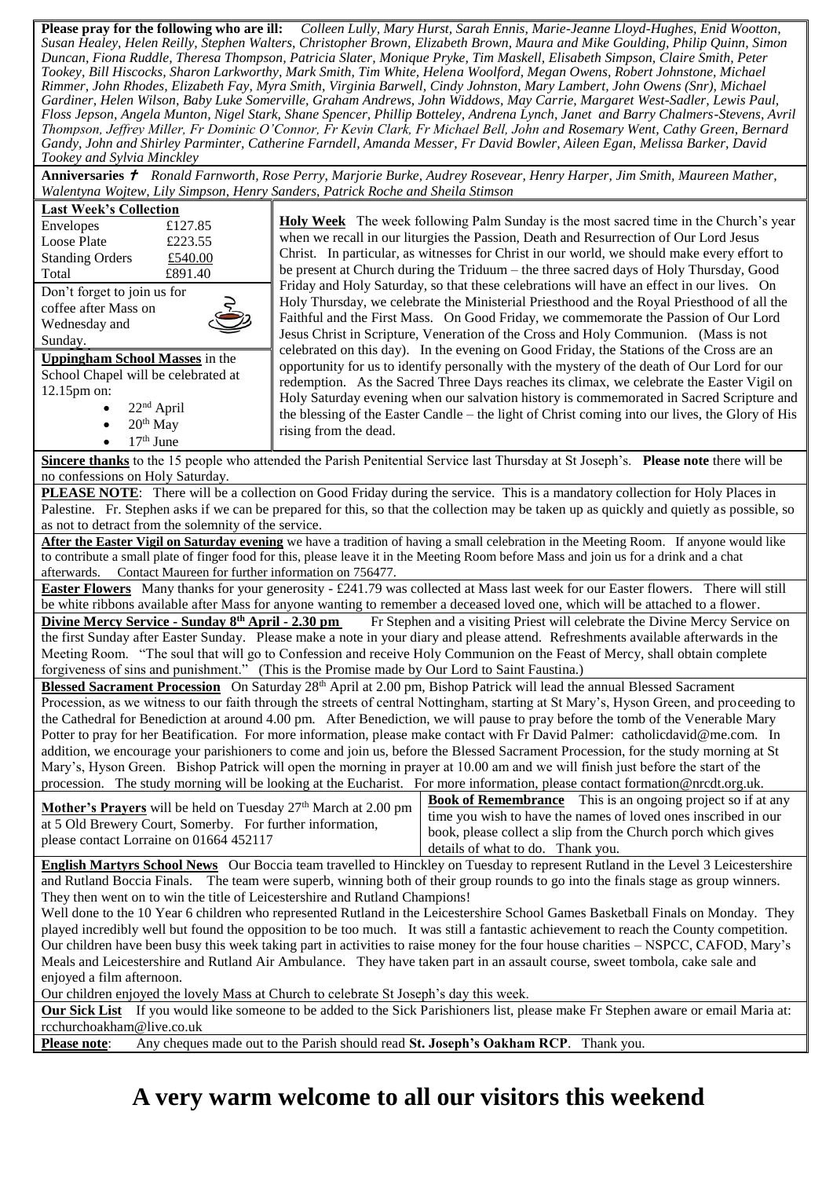**Please pray for the following who are ill:** *Colleen Lully, Mary Hurst, Sarah Ennis, Marie-Jeanne Lloyd-Hughes, Enid Wootton, Susan Healey, Helen Reilly, Stephen Walters, Christopher Brown, Elizabeth Brown, Maura and Mike Goulding, Philip Quinn, Simon Duncan, Fiona Ruddle, Theresa Thompson, Patricia Slater, Monique Pryke, Tim Maskell, Elisabeth Simpson, Claire Smith, Peter Tookey, Bill Hiscocks, Sharon Larkworthy, Mark Smith, Tim White, Helena Woolford, Megan Owens, Robert Johnstone, Michael Rimmer, John Rhodes, Elizabeth Fay, Myra Smith, Virginia Barwell, Cindy Johnston, Mary Lambert, John Owens (Snr), Michael Gardiner, Helen Wilson, Baby Luke Somerville, Graham Andrews, John Widdows, May Carrie, Margaret West-Sadler, Lewis Paul, Floss Jepson, Angela Munton, Nigel Stark, Shane Spencer, Phillip Botteley, Andrena Lynch, Janet and Barry Chalmers-Stevens, Avril Thompson, Jeffrey Miller, Fr Dominic O'Connor, Fr Kevin Clark, Fr Michael Bell, John and Rosemary Went, Cathy Green, Bernard Gandy, John and Shirley Parminter, Catherine Farndell, Amanda Messer, Fr David Bowler, Aileen Egan, Melissa Barker, David Tookey and Sylvia Minckley*

**Anniversaries** ✝ *Ronald Farnworth, Rose Perry, Marjorie Burke, Audrey Rosevear, Henry Harper, Jim Smith, Maureen Mather, Walentyna Wojtew, Lily Simpson, Henry Sanders, Patrick Roche and Sheila Stimson*

**Last Week's Collection**

| | |
|---|---|
| Envelopes | £127.85 |
| Loose Plate | £223.55 |
| Standing Orders | £540.00 |
| Total | £891.40 |

Don't forget to join us for coffee after Mass on Wednesday and Sunday.

**Uppingham School Masses** in the School Chapel will be celebrated at 12.15pm on:

- 22nd April
- 20th May
- 17th June

**Holy Week** The week following Palm Sunday is the most sacred time in the Church's year when we recall in our liturgies the Passion, Death and Resurrection of Our Lord Jesus Christ. In particular, as witnesses for Christ in our world, we should make every effort to be present at Church during the Triduum – the three sacred days of Holy Thursday, Good Friday and Holy Saturday, so that these celebrations will have an effect in our lives. On Holy Thursday, we celebrate the Ministerial Priesthood and the Royal Priesthood of all the Faithful and the First Mass. On Good Friday, we commemorate the Passion of Our Lord Jesus Christ in Scripture, Veneration of the Cross and Holy Communion. (Mass is not celebrated on this day). In the evening on Good Friday, the Stations of the Cross are an opportunity for us to identify personally with the mystery of the death of Our Lord for our redemption. As the Sacred Three Days reaches its climax, we celebrate the Easter Vigil on Holy Saturday evening when our salvation history is commemorated in Sacred Scripture and the blessing of the Easter Candle – the light of Christ coming into our lives, the Glory of His rising from the dead.

**Sincere thanks** to the 15 people who attended the Parish Penitential Service last Thursday at St Joseph's. **Please note** there will be no confessions on Holy Saturday.

**PLEASE NOTE**: There will be a collection on Good Friday during the service. This is a mandatory collection for Holy Places in Palestine. Fr. Stephen asks if we can be prepared for this, so that the collection may be taken up as quickly and quietly as possible, so as not to detract from the solemnity of the service.

**After the Easter Vigil on Saturday evening** we have a tradition of having a small celebration in the Meeting Room. If anyone would like to contribute a small plate of finger food for this, please leave it in the Meeting Room before Mass and join us for a drink and a chat afterwards. Contact Maureen for further information on 756477.

**Easter Flowers** Many thanks for your generosity - £241.79 was collected at Mass last week for our Easter flowers. There will still be white ribbons available after Mass for anyone wanting to remember a deceased loved one, which will be attached to a flower.

**Divine Mercy Service - Sunday 8th April - 2.30 pm** Fr Stephen and a visiting Priest will celebrate the Divine Mercy Service on the first Sunday after Easter Sunday. Please make a note in your diary and please attend. Refreshments available afterwards in the Meeting Room. "The soul that will go to Confession and receive Holy Communion on the Feast of Mercy, shall obtain complete forgiveness of sins and punishment." (This is the Promise made by Our Lord to Saint Faustina.)

**Blessed Sacrament Procession** On Saturday 28th April at 2.00 pm, Bishop Patrick will lead the annual Blessed Sacrament Procession, as we witness to our faith through the streets of central Nottingham, starting at St Mary's, Hyson Green, and proceeding to the Cathedral for Benediction at around 4.00 pm. After Benediction, we will pause to pray before the tomb of the Venerable Mary Potter to pray for her Beatification. For more information, please make contact with Fr David Palmer: catholicdavid@me.com. In addition, we encourage your parishioners to come and join us, before the Blessed Sacrament Procession, for the study morning at St Mary's, Hyson Green. Bishop Patrick will open the morning in prayer at 10.00 am and we will finish just before the start of the procession. The study morning will be looking at the Eucharist. For more information, please contact formation@nrcdt.org.uk.

**Mother's Prayers** will be held on Tuesday 27th March at 2.00 pm at 5 Old Brewery Court, Somerby. For further information, please contact Lorraine on 01664 452117

**Book of Remembrance** This is an ongoing project so if at any time you wish to have the names of loved ones inscribed in our book, please collect a slip from the Church porch which gives details of what to do. Thank you.

**English Martyrs School News** Our Boccia team travelled to Hinckley on Tuesday to represent Rutland in the Level 3 Leicestershire and Rutland Boccia Finals. The team were superb, winning both of their group rounds to go into the finals stage as group winners. They then went on to win the title of Leicestershire and Rutland Champions!

Well done to the 10 Year 6 children who represented Rutland in the Leicestershire School Games Basketball Finals on Monday. They played incredibly well but found the opposition to be too much. It was still a fantastic achievement to reach the County competition. Our children have been busy this week taking part in activities to raise money for the four house charities – NSPCC, CAFOD, Mary's Meals and Leicestershire and Rutland Air Ambulance. They have taken part in an assault course, sweet tombola, cake sale and enjoyed a film afternoon.

Our children enjoyed the lovely Mass at Church to celebrate St Joseph's day this week.

**Our Sick List** If you would like someone to be added to the Sick Parishioners list, please make Fr Stephen aware or email Maria at: rcchurchoakham@live.co.uk

**Please note**: Any cheques made out to the Parish should read **St. Joseph's Oakham RCP**. Thank you.

# A very warm welcome to all our visitors this weekend